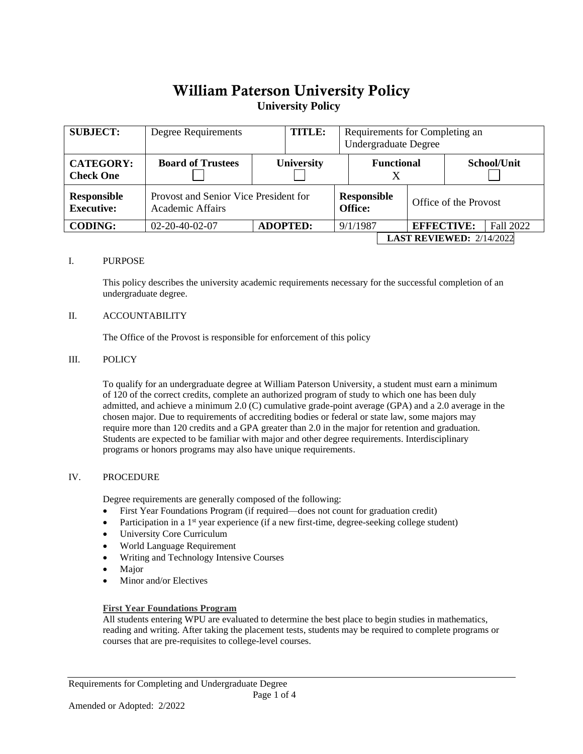# William Paterson University Policy

## University Policy

| **SUBJECT:** | Degree Requirements | | **TITLE:** | Requirements for Completing an Undergraduate Degree | | |
|---|---|---|---|---|---|---|
| **CATEGORY: Check One** | **Board of Trustees** ☐ | **University** ☐ | | **Functional** X | | **School/Unit** ☐ |
| **Responsible Executive:** | Provost and Senior Vice President for Academic Affairs | | **Responsible Office:** | Office of the Provost | | |
| **CODING:** | 02-20-40-02-07 | **ADOPTED:** | 9/1/1987 | **EFFECTIVE:** | Fall 2022 | |

**LAST REVIEWED:** 2/14/2022

I. PURPOSE

This policy describes the university academic requirements necessary for the successful completion of an undergraduate degree.

II. ACCOUNTABILITY

The Office of the Provost is responsible for enforcement of this policy

III. POLICY

To qualify for an undergraduate degree at William Paterson University, a student must earn a minimum of 120 of the correct credits, complete an authorized program of study to which one has been duly admitted, and achieve a minimum 2.0 (C) cumulative grade-point average (GPA) and a 2.0 average in the chosen major. Due to requirements of accrediting bodies or federal or state law, some majors may require more than 120 credits and a GPA greater than 2.0 in the major for retention and graduation. Students are expected to be familiar with major and other degree requirements. Interdisciplinary programs or honors programs may also have unique requirements.

IV. PROCEDURE

Degree requirements are generally composed of the following:

- First Year Foundations Program (if required—does not count for graduation credit)
- Participation in a 1st year experience (if a new first-time, degree-seeking college student)
- University Core Curriculum
- World Language Requirement
- Writing and Technology Intensive Courses
- Major
- Minor and/or Electives

**First Year Foundations Program**

All students entering WPU are evaluated to determine the best place to begin studies in mathematics, reading and writing. After taking the placement tests, students may be required to complete programs or courses that are pre-requisites to college-level courses.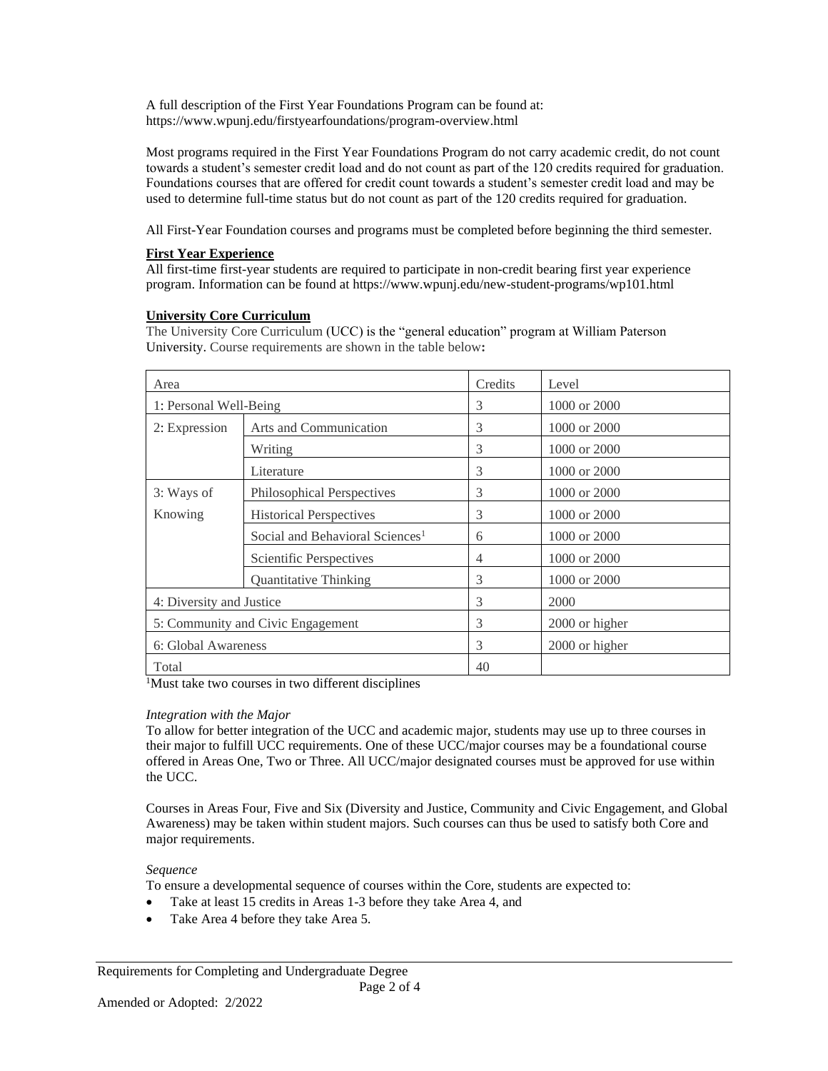A full description of the First Year Foundations Program can be found at: https://www.wpunj.edu/firstyearfoundations/program-overview.html

Most programs required in the First Year Foundations Program do not carry academic credit, do not count towards a student's semester credit load and do not count as part of the 120 credits required for graduation. Foundations courses that are offered for credit count towards a student's semester credit load and may be used to determine full-time status but do not count as part of the 120 credits required for graduation.

All First-Year Foundation courses and programs must be completed before beginning the third semester.

**First Year Experience**

All first-time first-year students are required to participate in non-credit bearing first year experience program. Information can be found at https://www.wpunj.edu/new-student-programs/wp101.html

**University Core Curriculum**

The University Core Curriculum (UCC) is the "general education" program at William Paterson University. Course requirements are shown in the table below:

| Area | | Credits | Level |
|---|---|---|---|
| 1: Personal Well-Being | | 3 | 1000 or 2000 |
| 2: Expression | Arts and Communication | 3 | 1000 or 2000 |
| | Writing | 3 | 1000 or 2000 |
| | Literature | 3 | 1000 or 2000 |
| 3: Ways of Knowing | Philosophical Perspectives | 3 | 1000 or 2000 |
| | Historical Perspectives | 3 | 1000 or 2000 |
| | Social and Behavioral Sciences[1] | 6 | 1000 or 2000 |
| | Scientific Perspectives | 4 | 1000 or 2000 |
| | Quantitative Thinking | 3 | 1000 or 2000 |
| 4: Diversity and Justice | | 3 | 2000 |
| 5: Community and Civic Engagement | | 3 | 2000 or higher |
| 6: Global Awareness | | 3 | 2000 or higher |
| Total | | 40 | |

[1]Must take two courses in two different disciplines

*Integration with the Major*

To allow for better integration of the UCC and academic major, students may use up to three courses in their major to fulfill UCC requirements. One of these UCC/major courses may be a foundational course offered in Areas One, Two or Three. All UCC/major designated courses must be approved for use within the UCC.

Courses in Areas Four, Five and Six (Diversity and Justice, Community and Civic Engagement, and Global Awareness) may be taken within student majors. Such courses can thus be used to satisfy both Core and major requirements.

*Sequence*

To ensure a developmental sequence of courses within the Core, students are expected to:

- Take at least 15 credits in Areas 1-3 before they take Area 4, and
- Take Area 4 before they take Area 5.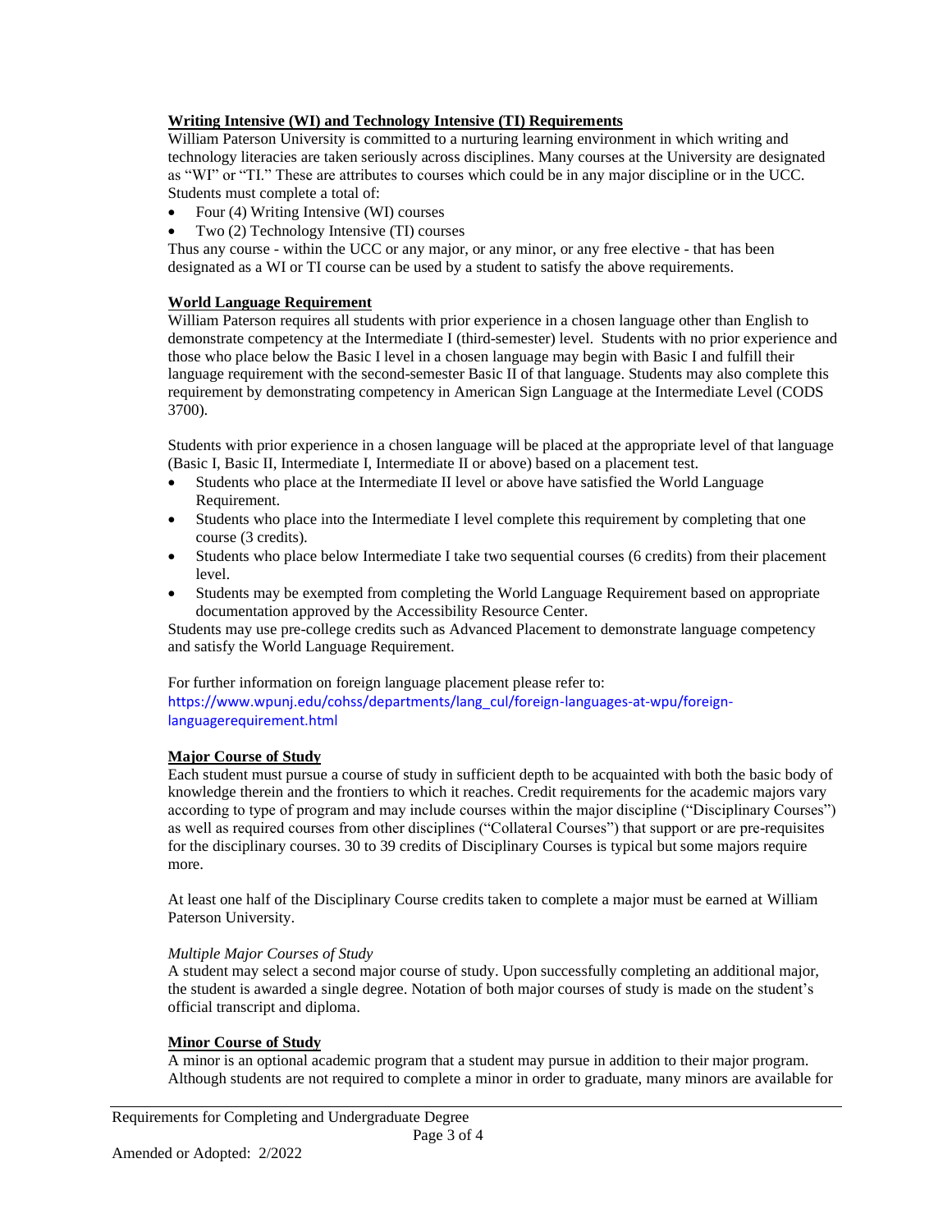**Writing Intensive (WI) and Technology Intensive (TI) Requirements**

William Paterson University is committed to a nurturing learning environment in which writing and technology literacies are taken seriously across disciplines. Many courses at the University are designated as "WI" or "TI." These are attributes to courses which could be in any major discipline or in the UCC. Students must complete a total of:

- Four (4) Writing Intensive (WI) courses
- Two (2) Technology Intensive (TI) courses

Thus any course - within the UCC or any major, or any minor, or any free elective - that has been designated as a WI or TI course can be used by a student to satisfy the above requirements.

**World Language Requirement**

William Paterson requires all students with prior experience in a chosen language other than English to demonstrate competency at the Intermediate I (third-semester) level. Students with no prior experience and those who place below the Basic I level in a chosen language may begin with Basic I and fulfill their language requirement with the second-semester Basic II of that language. Students may also complete this requirement by demonstrating competency in American Sign Language at the Intermediate Level (CODS 3700).

Students with prior experience in a chosen language will be placed at the appropriate level of that language (Basic I, Basic II, Intermediate I, Intermediate II or above) based on a placement test.

- Students who place at the Intermediate II level or above have satisfied the World Language Requirement.
- Students who place into the Intermediate I level complete this requirement by completing that one course (3 credits).
- Students who place below Intermediate I take two sequential courses (6 credits) from their placement level.
- Students may be exempted from completing the World Language Requirement based on appropriate documentation approved by the Accessibility Resource Center.

Students may use pre-college credits such as Advanced Placement to demonstrate language competency and satisfy the World Language Requirement.

For further information on foreign language placement please refer to:
https://www.wpunj.edu/cohss/departments/lang_cul/foreign-languages-at-wpu/foreign-languagerequirement.html

**Major Course of Study**

Each student must pursue a course of study in sufficient depth to be acquainted with both the basic body of knowledge therein and the frontiers to which it reaches. Credit requirements for the academic majors vary according to type of program and may include courses within the major discipline ("Disciplinary Courses") as well as required courses from other disciplines ("Collateral Courses") that support or are pre-requisites for the disciplinary courses. 30 to 39 credits of Disciplinary Courses is typical but some majors require more.

At least one half of the Disciplinary Course credits taken to complete a major must be earned at William Paterson University.

*Multiple Major Courses of Study*

A student may select a second major course of study. Upon successfully completing an additional major, the student is awarded a single degree. Notation of both major courses of study is made on the student's official transcript and diploma.

**Minor Course of Study**

A minor is an optional academic program that a student may pursue in addition to their major program. Although students are not required to complete a minor in order to graduate, many minors are available for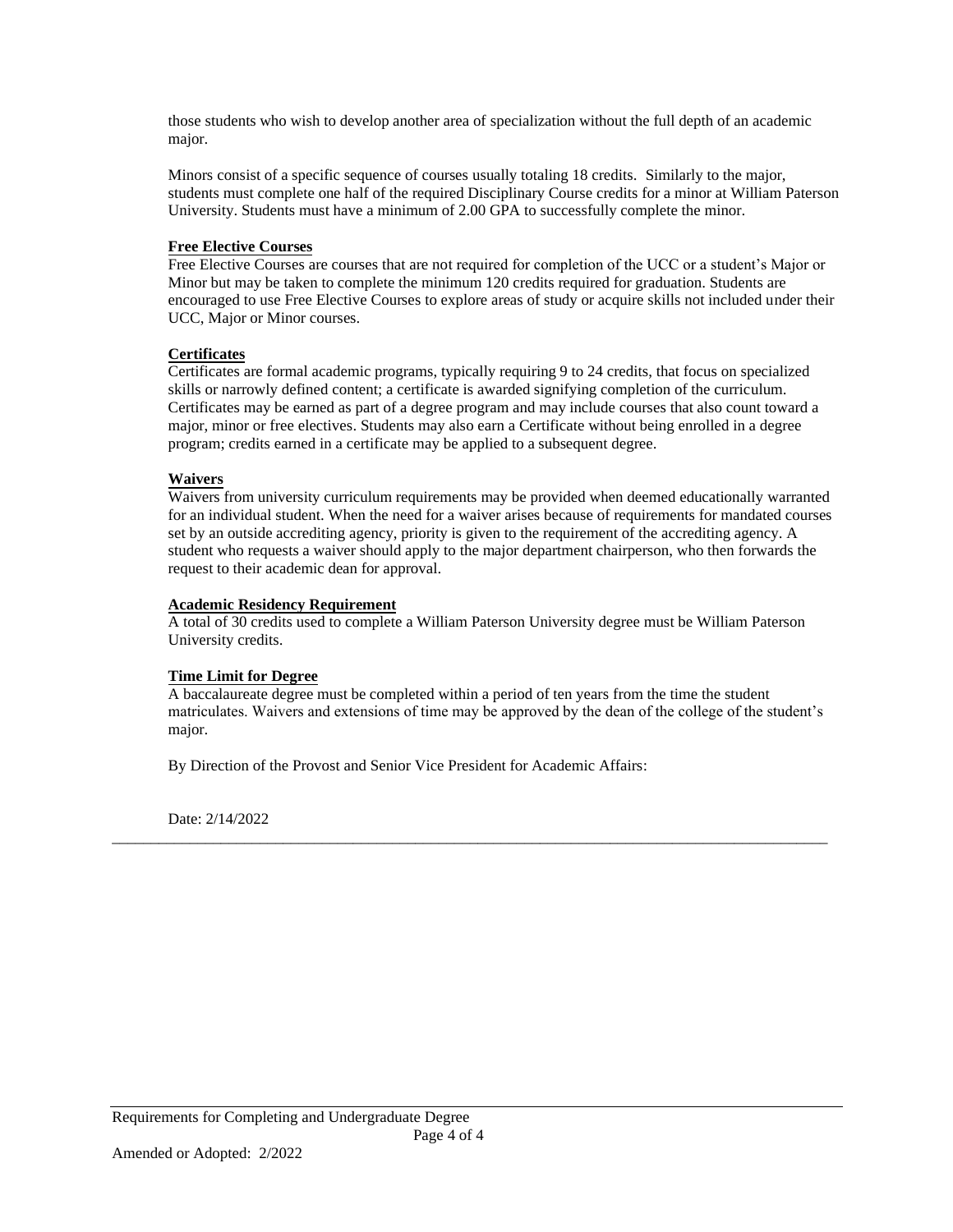those students who wish to develop another area of specialization without the full depth of an academic major.

Minors consist of a specific sequence of courses usually totaling 18 credits. Similarly to the major, students must complete one half of the required Disciplinary Course credits for a minor at William Paterson University. Students must have a minimum of 2.00 GPA to successfully complete the minor.

**Free Elective Courses**

Free Elective Courses are courses that are not required for completion of the UCC or a student's Major or Minor but may be taken to complete the minimum 120 credits required for graduation. Students are encouraged to use Free Elective Courses to explore areas of study or acquire skills not included under their UCC, Major or Minor courses.

**Certificates**

Certificates are formal academic programs, typically requiring 9 to 24 credits, that focus on specialized skills or narrowly defined content; a certificate is awarded signifying completion of the curriculum. Certificates may be earned as part of a degree program and may include courses that also count toward a major, minor or free electives. Students may also earn a Certificate without being enrolled in a degree program; credits earned in a certificate may be applied to a subsequent degree.

**Waivers**

Waivers from university curriculum requirements may be provided when deemed educationally warranted for an individual student. When the need for a waiver arises because of requirements for mandated courses set by an outside accrediting agency, priority is given to the requirement of the accrediting agency. A student who requests a waiver should apply to the major department chairperson, who then forwards the request to their academic dean for approval.

**Academic Residency Requirement**

A total of 30 credits used to complete a William Paterson University degree must be William Paterson University credits.

**Time Limit for Degree**

A baccalaureate degree must be completed within a period of ten years from the time the student matriculates. Waivers and extensions of time may be approved by the dean of the college of the student's major.

By Direction of the Provost and Senior Vice President for Academic Affairs:

Date: 2/14/2022